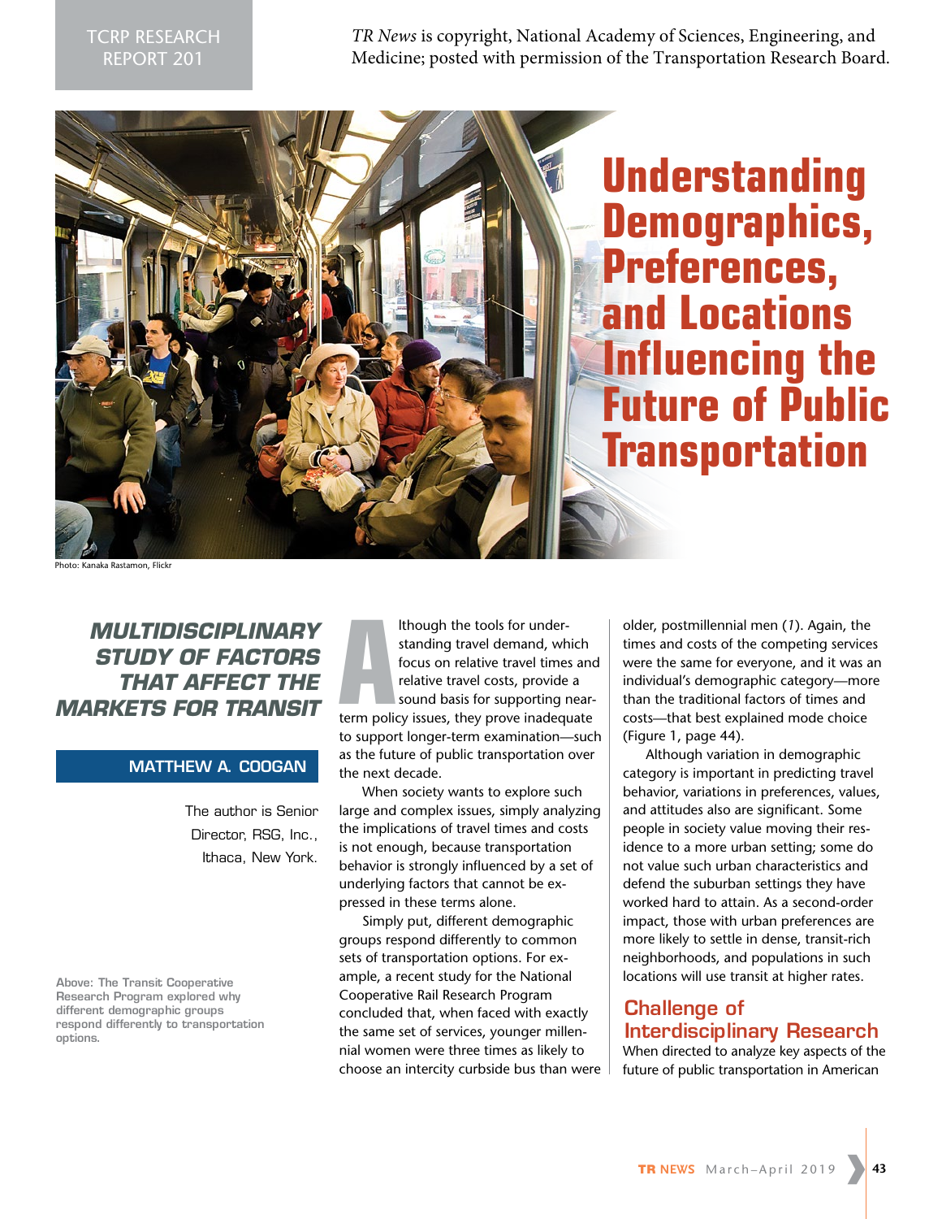TCRP RESEARCH REPORT 201

*TR News* is copyright, National Academy of Sciences, Engineering, and Medicine; posted with permission of the Transportation Research Board.

Photo: Kanaka Rastamon, Flickr

# Understanding Demographics, Preferences, and Locations Influencing the Future of Public Transportation

## *MULTIDISCIPLINARY STUDY OF FACTORS THAT AFFECT THE MARKETS FOR TRANSIT*

**MATTHEW A. COOGAN**

The author is Senior Director, RSG, Inc., Ithaca, New York.

Above: The Transit Cooperative Research Program explored why different demographic groups respond differently to transportation options.

Although the tools for understanding travel demand, which focus on relative travel times and relative travel costs, provide a sound basis for supporting near-term policy issues, they prove inadequate to support longer-term examination—such as the future of public transportation over the next decade.

When society wants to explore such large and complex issues, simply analyzing the implications of travel times and costs is not enough, because transportation behavior is strongly influenced by a set of underlying factors that cannot be expressed in these terms alone.

Simply put, different demographic groups respond differently to common sets of transportation options. For example, a recent study for the National Cooperative Rail Research Program concluded that, when faced with exactly the same set of services, younger millennial women were three times as likely to choose an intercity curbside bus than were older, postmillennial men (*1*). Again, the times and costs of the competing services were the same for everyone, and it was an individual's demographic category—more than the traditional factors of times and costs—that best explained mode choice (Figure 1, page 44).

Although variation in demographic category is important in predicting travel behavior, variations in preferences, values, and attitudes also are significant. Some people in society value moving their residence to a more urban setting; some do not value such urban characteristics and defend the suburban settings they have worked hard to attain. As a second-order impact, those with urban preferences are more likely to settle in dense, transit-rich neighborhoods, and populations in such locations will use transit at higher rates.

## Challenge of Interdisciplinary Research

When directed to analyze key aspects of the future of public transportation in American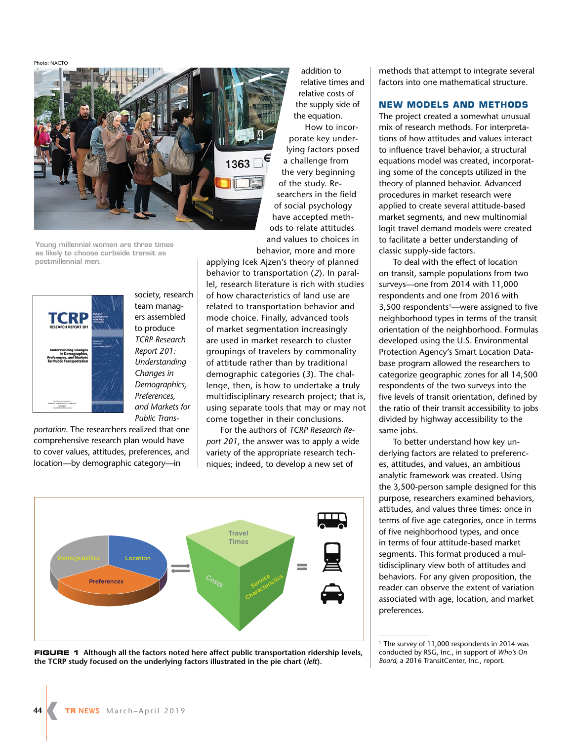Photo: NACTO

Young millennial women are three times as likely to choose curbside transit as postmillennial men.

society, research team managers assembled to produce *TCRP Research Report 201: Understanding Changes in Demographics, Preferences, and Markets for Public Transportation*. The researchers realized that one comprehensive research plan would have to cover values, attitudes, preferences, and location—by demographic category—in addition to relative times and relative costs of the supply side of the equation.

How to incorporate key underlying factors posed a challenge from the very beginning of the study. Researchers in the field of social psychology have accepted methods to relate attitudes and values to choices in behavior, more and more applying Icek Ajzen's theory of planned behavior to transportation (*2*). In parallel, research literature is rich with studies of how characteristics of land use are related to transportation behavior and mode choice. Finally, advanced tools of market segmentation increasingly are used in market research to cluster groupings of travelers by commonality of attitude rather than by traditional demographic categories (*3*). The challenge, then, is how to undertake a truly multidisciplinary research project; that is, using separate tools that may or may not come together in their conclusions.

For the authors of *TCRP Research Report 201*, the answer was to apply a wide variety of the appropriate research techniques; indeed, to develop a new set of methods that attempt to integrate several factors into one mathematical structure.

## NEW MODELS AND METHODS

The project created a somewhat unusual mix of research methods. For interpretations of how attitudes and values interact to influence travel behavior, a structural equations model was created, incorporating some of the concepts utilized in the theory of planned behavior. Advanced procedures in market research were applied to create several attitude-based market segments, and new multinomial logit travel demand models were created to facilitate a better understanding of classic supply-side factors.

To deal with the effect of location on transit, sample populations from two surveys—one from 2014 with 11,000 respondents and one from 2016 with 3,500 respondents[1]—were assigned to five neighborhood types in terms of the transit orientation of the neighborhood. Formulas developed using the U.S. Environmental Protection Agency's Smart Location Database program allowed the researchers to categorize geographic zones for all 14,500 respondents of the two surveys into the five levels of transit orientation, defined by the ratio of their transit accessibility to jobs divided by highway accessibility to the same jobs.

To better understand how key underlying factors are related to preferences, attitudes, and values, an ambitious analytic framework was created. Using the 3,500-person sample designed for this purpose, researchers examined behaviors, attitudes, and values three times: once in terms of five age categories, once in terms of five neighborhood types, and once in terms of four attitude-based market segments. This format produced a multidisciplinary view both of attitudes and behaviors. For any given proposition, the reader can observe the extent of variation associated with age, location, and market preferences.

**FIGURE 1** Although all the factors noted here affect public transportation ridership levels, the TCRP study focused on the underlying factors illustrated in the pie chart (*left*).

[1] The survey of 11,000 respondents in 2014 was conducted by RSG, Inc., in support of *Who's On Board*, a 2016 TransitCenter, Inc., report.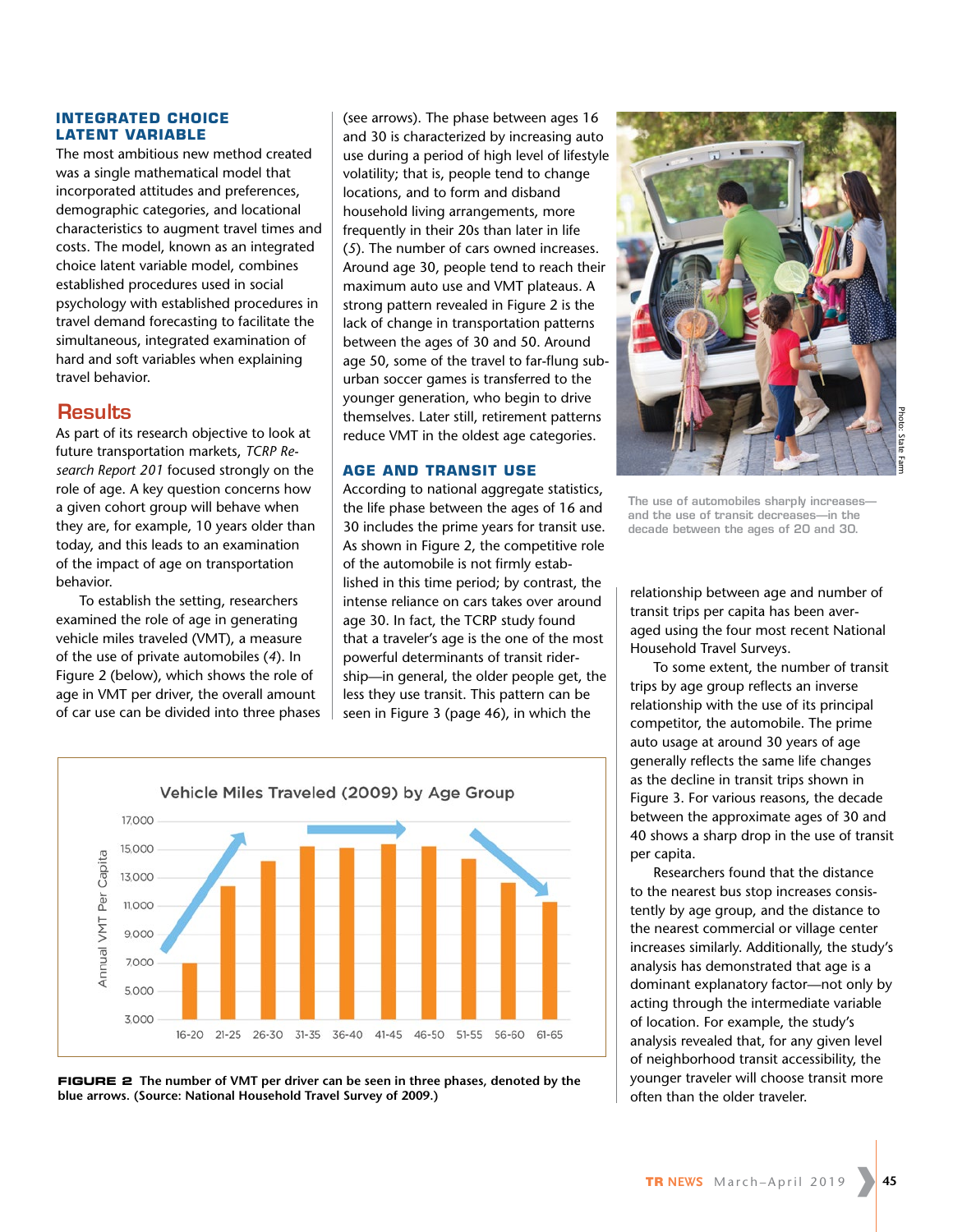### INTEGRATED CHOICE LATENT VARIABLE

The most ambitious new method created was a single mathematical model that incorporated attitudes and preferences, demographic categories, and locational characteristics to augment travel times and costs. The model, known as an integrated choice latent variable model, combines established procedures used in social psychology with established procedures in travel demand forecasting to facilitate the simultaneous, integrated examination of hard and soft variables when explaining travel behavior.

## Results

As part of its research objective to look at future transportation markets, *TCRP Research Report 201* focused strongly on the role of age. A key question concerns how a given cohort group will behave when they are, for example, 10 years older than today, and this leads to an examination of the impact of age on transportation behavior.

To establish the setting, researchers examined the role of age in generating vehicle miles traveled (VMT), a measure of the use of private automobiles (*4*). In Figure 2 (below), which shows the role of age in VMT per driver, the overall amount of car use can be divided into three phases (see arrows). The phase between ages 16 and 30 is characterized by increasing auto use during a period of high level of lifestyle volatility; that is, people tend to change locations, and to form and disband household living arrangements, more frequently in their 20s than later in life (*5*). The number of cars owned increases. Around age 30, people tend to reach their maximum auto use and VMT plateaus. A strong pattern revealed in Figure 2 is the lack of change in transportation patterns between the ages of 30 and 50. Around age 50, some of the travel to far-flung suburban soccer games is transferred to the younger generation, who begin to drive themselves. Later still, retirement patterns reduce VMT in the oldest age categories.

### AGE AND TRANSIT USE

According to national aggregate statistics, the life phase between the ages of 16 and 30 includes the prime years for transit use. As shown in Figure 2, the competitive role of the automobile is not firmly established in this time period; by contrast, the intense reliance on cars takes over around age 30. In fact, the TCRP study found that a traveler's age is the one of the most powerful determinants of transit ridership—in general, the older people get, the less they use transit. This pattern can be seen in Figure 3 (page 46), in which the relationship between age and number of transit trips per capita has been averaged using the four most recent National Household Travel Surveys.

To some extent, the number of transit trips by age group reflects an inverse relationship with the use of its principal competitor, the automobile. The prime auto usage at around 30 years of age generally reflects the same life changes as the decline in transit trips shown in Figure 3. For various reasons, the decade between the approximate ages of 30 and 40 shows a sharp drop in the use of transit per capita.

Researchers found that the distance to the nearest bus stop increases consistently by age group, and the distance to the nearest commercial or village center increases similarly. Additionally, the study's analysis has demonstrated that age is a dominant explanatory factor—not only by acting through the intermediate variable of location. For example, the study's analysis revealed that, for any given level of neighborhood transit accessibility, the younger traveler will choose transit more often than the older traveler.

Photo: State Farm

The use of automobiles sharply increases—and the use of transit decreases—in the decade between the ages of 20 and 30.

**FIGURE 2** The number of VMT per driver can be seen in three phases, denoted by the blue arrows. (Source: National Household Travel Survey of 2009.)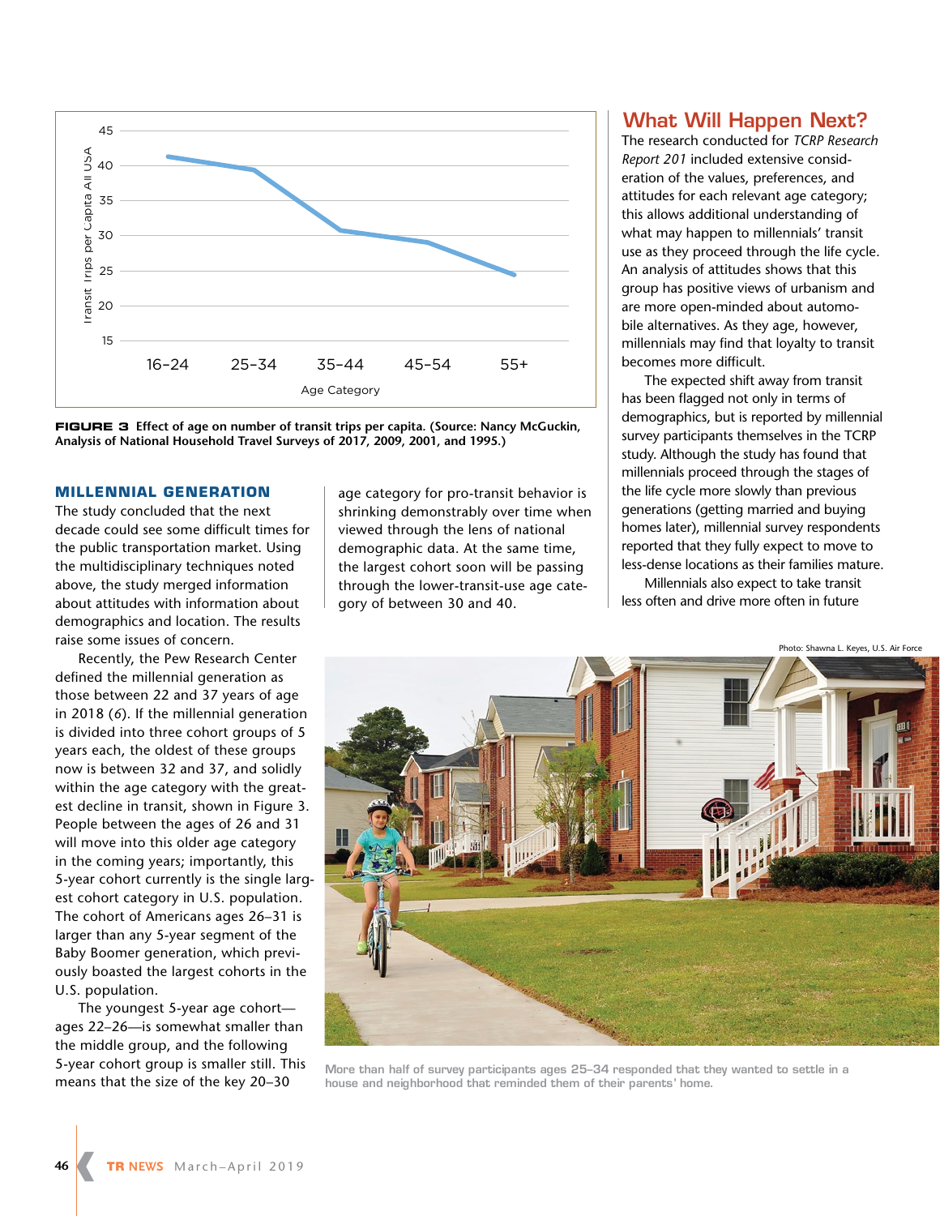**FIGURE 3** Effect of age on number of transit trips per capita. (Source: Nancy McGuckin, Analysis of National Household Travel Surveys of 2017, 2009, 2001, and 1995.)

### MILLENNIAL GENERATION

The study concluded that the next decade could see some difficult times for the public transportation market. Using the multidisciplinary techniques noted above, the study merged information about attitudes with information about demographics and location. The results raise some issues of concern.

Recently, the Pew Research Center defined the millennial generation as those between 22 and 37 years of age in 2018 (*6*). If the millennial generation is divided into three cohort groups of 5 years each, the oldest of these groups now is between 32 and 37, and solidly within the age category with the greatest decline in transit, shown in Figure 3. People between the ages of 26 and 31 will move into this older age category in the coming years; importantly, this 5-year cohort currently is the single largest cohort category in U.S. population. The cohort of Americans ages 26–31 is larger than any 5-year segment of the Baby Boomer generation, which previously boasted the largest cohorts in the U.S. population.

The youngest 5-year age cohort—ages 22–26—is somewhat smaller than the middle group, and the following 5-year cohort group is smaller still. This means that the size of the key 20–30 age category for pro-transit behavior is shrinking demonstrably over time when viewed through the lens of national demographic data. At the same time, the largest cohort soon will be passing through the lower-transit-use age category of between 30 and 40.

## What Will Happen Next?

The research conducted for *TCRP Research Report 201* included extensive consideration of the values, preferences, and attitudes for each relevant age category; this allows additional understanding of what may happen to millennials' transit use as they proceed through the life cycle. An analysis of attitudes shows that this group has positive views of urbanism and are more open-minded about automobile alternatives. As they age, however, millennials may find that loyalty to transit becomes more difficult.

The expected shift away from transit has been flagged not only in terms of demographics, but is reported by millennial survey participants themselves in the TCRP study. Although the study has found that millennials proceed through the stages of the life cycle more slowly than previous generations (getting married and buying homes later), millennial survey respondents reported that they fully expect to move to less-dense locations as their families mature.

Millennials also expect to take transit less often and drive more often in future

Photo: Shawna L. Keyes, U.S. Air Force

More than half of survey participants ages 25–34 responded that they wanted to settle in a house and neighborhood that reminded them of their parents' home.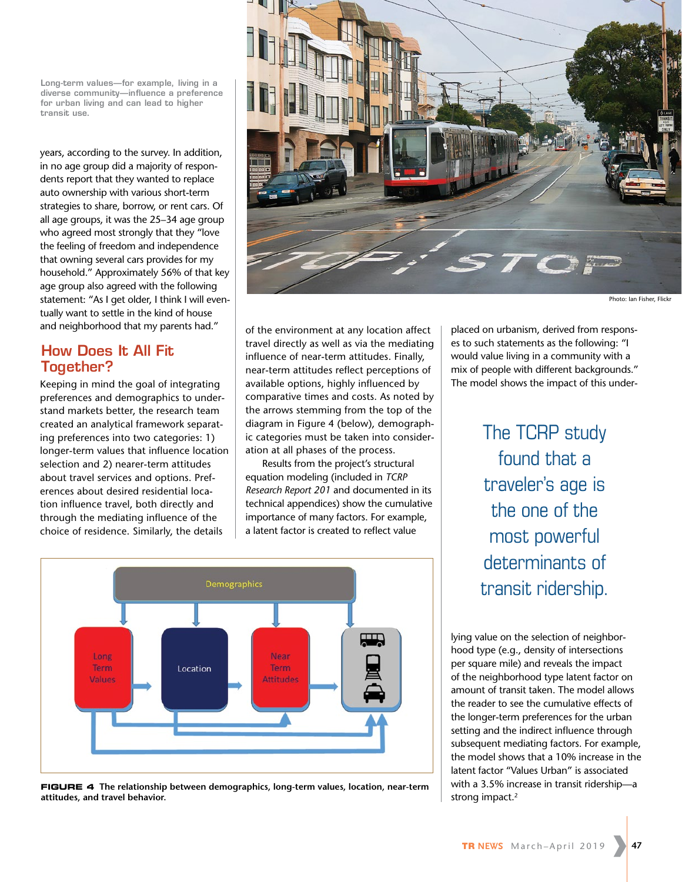Long-term values—for example, living in a diverse community—influence a preference for urban living and can lead to higher transit use.

Photo: Ian Fisher, Flickr

years, according to the survey. In addition, in no age group did a majority of respondents report that they wanted to replace auto ownership with various short-term strategies to share, borrow, or rent cars. Of all age groups, it was the 25–34 age group who agreed most strongly that they "love the feeling of freedom and independence that owning several cars provides for my household." Approximately 56% of that key age group also agreed with the following statement: "As I get older, I think I will eventually want to settle in the kind of house and neighborhood that my parents had."

## How Does It All Fit Together?

Keeping in mind the goal of integrating preferences and demographics to understand markets better, the research team created an analytical framework separating preferences into two categories: 1) longer-term values that influence location selection and 2) nearer-term attitudes about travel services and options. Preferences about desired residential location influence travel, both directly and through the mediating influence of the choice of residence. Similarly, the details of the environment at any location affect travel directly as well as via the mediating influence of near-term attitudes. Finally, near-term attitudes reflect perceptions of available options, highly influenced by comparative times and costs. As noted by the arrows stemming from the top of the diagram in Figure 4 (below), demographic categories must be taken into consideration at all phases of the process.

Results from the project's structural equation modeling (included in *TCRP Research Report 201* and documented in its technical appendices) show the cumulative importance of many factors. For example, a latent factor is created to reflect value placed on urbanism, derived from responses to such statements as the following: "I would value living in a community with a mix of people with different backgrounds." The model shows the impact of this underlying value on the selection of neighborhood type (e.g., density of intersections per square mile) and reveals the impact of the neighborhood type latent factor on amount of transit taken. The model allows the reader to see the cumulative effects of the longer-term preferences for the urban setting and the indirect influence through subsequent mediating factors. For example, the model shows that a 10% increase in the latent factor "Values Urban" is associated with a 3.5% increase in transit ridership—a strong impact.[2]

> The TCRP study found that a traveler's age is the one of the most powerful determinants of transit ridership.

**FIGURE 4** The relationship between demographics, long-term values, location, near-term attitudes, and travel behavior.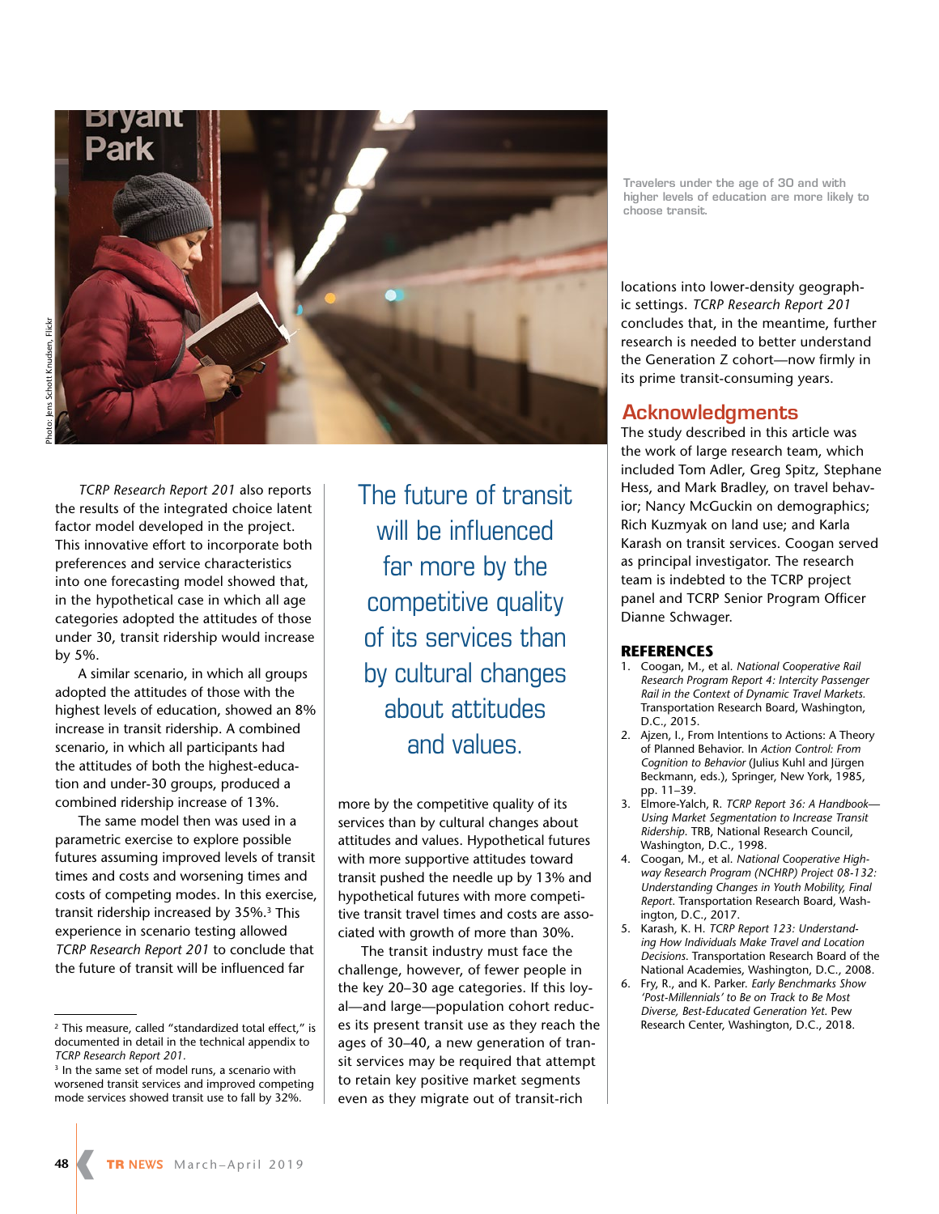Travelers under the age of 30 and with higher levels of education are more likely to choose transit.

*TCRP Research Report 201* also reports the results of the integrated choice latent factor model developed in the project. This innovative effort to incorporate both preferences and service characteristics into one forecasting model showed that, in the hypothetical case in which all age categories adopted the attitudes of those under 30, transit ridership would increase by 5%.

A similar scenario, in which all groups adopted the attitudes of those with the highest levels of education, showed an 8% increase in transit ridership. A combined scenario, in which all participants had the attitudes of both the highest-education and under-30 groups, produced a combined ridership increase of 13%.

The same model then was used in a parametric exercise to explore possible futures assuming improved levels of transit times and costs and worsening times and costs of competing modes. In this exercise, transit ridership increased by 35%.[3] This experience in scenario testing allowed *TCRP Research Report 201* to conclude that the future of transit will be influenced far more by the competitive quality of its services than by cultural changes about attitudes and values. Hypothetical futures with more supportive attitudes toward transit pushed the needle up by 13% and hypothetical futures with more competitive transit travel times and costs are associated with growth of more than 30%.

The future of transit will be influenced far more by the competitive quality of its services than by cultural changes about attitudes and values.

The transit industry must face the challenge, however, of fewer people in the key 20–30 age categories. If this loyal—and large—population cohort reduces its present transit use as they reach the ages of 30–40, a new generation of transit services may be required that attempt to retain key positive market segments even as they migrate out of transit-rich locations into lower-density geographic settings. *TCRP Research Report 201* concludes that, in the meantime, further research is needed to better understand the Generation Z cohort—now firmly in its prime transit-consuming years.

## Acknowledgments

The study described in this article was the work of large research team, which included Tom Adler, Greg Spitz, Stephane Hess, and Mark Bradley, on travel behavior; Nancy McGuckin on demographics; Rich Kuzmyak on land use; and Karla Karash on transit services. Coogan served as principal investigator. The research team is indebted to the TCRP project panel and TCRP Senior Program Officer Dianne Schwager.

---

[2] This measure, called "standardized total effect," is documented in detail in the technical appendix to *TCRP Research Report 201*.

[3] In the same set of model runs, a scenario with worsened transit services and improved competing mode services showed transit use to fall by 32%.

### REFERENCES

1. Coogan, M., et al. *National Cooperative Rail Research Program Report 4: Intercity Passenger Rail in the Context of Dynamic Travel Markets.* Transportation Research Board, Washington, D.C., 2015.
2. Ajzen, I., From Intentions to Actions: A Theory of Planned Behavior. In *Action Control: From Cognition to Behavior* (Julius Kuhl and Jürgen Beckmann, eds.), Springer, New York, 1985, pp. 11–39.
3. Elmore-Yalch, R. *TCRP Report 36: A Handbook—Using Market Segmentation to Increase Transit Ridership.* TRB, National Research Council, Washington, D.C., 1998.
4. Coogan, M., et al. *National Cooperative Highway Research Program (NCHRP) Project 08-132: Understanding Changes in Youth Mobility, Final Report.* Transportation Research Board, Washington, D.C., 2017.
5. Karash, K. H. *TCRP Report 123: Understanding How Individuals Make Travel and Location Decisions.* Transportation Research Board of the National Academies, Washington, D.C., 2008.
6. Fry, R., and K. Parker. *Early Benchmarks Show 'Post-Millennials' to Be on Track to Be Most Diverse, Best-Educated Generation Yet.* Pew Research Center, Washington, D.C., 2018.